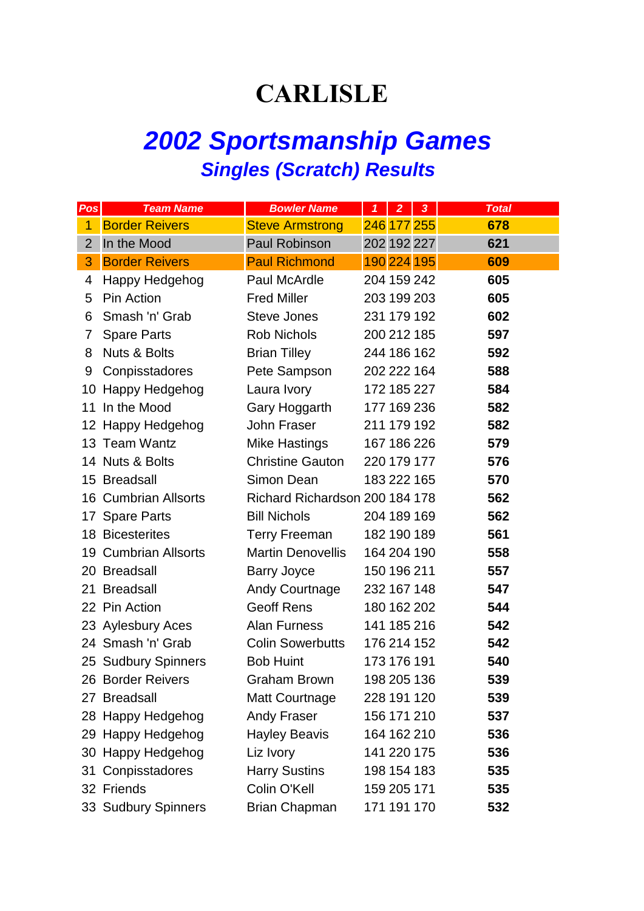# CARLISLE

## *2002 Sportsmanship Games*

### *Singles (Scratch) Results*

| Pos | Team Name | Bowler Name | 1 | 2 | 3 | Total |
|---|---|---|---|---|---|---|
| 1 | Border Reivers | Steve Armstrong | 246 | 177 | 255 | **678** |
| 2 | In the Mood | Paul Robinson | 202 | 192 | 227 | **621** |
| 3 | Border Reivers | Paul Richmond | 190 | 224 | 195 | **609** |
| 4 | Happy Hedgehog | Paul McArdle | 204 | 159 | 242 | **605** |
| 5 | Pin Action | Fred Miller | 203 | 199 | 203 | **605** |
| 6 | Smash 'n' Grab | Steve Jones | 231 | 179 | 192 | **602** |
| 7 | Spare Parts | Rob Nichols | 200 | 212 | 185 | **597** |
| 8 | Nuts & Bolts | Brian Tilley | 244 | 186 | 162 | **592** |
| 9 | Conpisstadores | Pete Sampson | 202 | 222 | 164 | **588** |
| 10 | Happy Hedgehog | Laura Ivory | 172 | 185 | 227 | **584** |
| 11 | In the Mood | Gary Hoggarth | 177 | 169 | 236 | **582** |
| 12 | Happy Hedgehog | John Fraser | 211 | 179 | 192 | **582** |
| 13 | Team Wantz | Mike Hastings | 167 | 186 | 226 | **579** |
| 14 | Nuts & Bolts | Christine Gauton | 220 | 179 | 177 | **576** |
| 15 | Breadsall | Simon Dean | 183 | 222 | 165 | **570** |
| 16 | Cumbrian Allsorts | Richard Richardson | 200 | 184 | 178 | **562** |
| 17 | Spare Parts | Bill Nichols | 204 | 189 | 169 | **562** |
| 18 | Bicesterites | Terry Freeman | 182 | 190 | 189 | **561** |
| 19 | Cumbrian Allsorts | Martin Denovellis | 164 | 204 | 190 | **558** |
| 20 | Breadsall | Barry Joyce | 150 | 196 | 211 | **557** |
| 21 | Breadsall | Andy Courtnage | 232 | 167 | 148 | **547** |
| 22 | Pin Action | Geoff Rens | 180 | 162 | 202 | **544** |
| 23 | Aylesbury Aces | Alan Furness | 141 | 185 | 216 | **542** |
| 24 | Smash 'n' Grab | Colin Sowerbutts | 176 | 214 | 152 | **542** |
| 25 | Sudbury Spinners | Bob Huint | 173 | 176 | 191 | **540** |
| 26 | Border Reivers | Graham Brown | 198 | 205 | 136 | **539** |
| 27 | Breadsall | Matt Courtnage | 228 | 191 | 120 | **539** |
| 28 | Happy Hedgehog | Andy Fraser | 156 | 171 | 210 | **537** |
| 29 | Happy Hedgehog | Hayley Beavis | 164 | 162 | 210 | **536** |
| 30 | Happy Hedgehog | Liz Ivory | 141 | 220 | 175 | **536** |
| 31 | Conpisstadores | Harry Sustins | 198 | 154 | 183 | **535** |
| 32 | Friends | Colin O'Kell | 159 | 205 | 171 | **535** |
| 33 | Sudbury Spinners | Brian Chapman | 171 | 191 | 170 | **532** |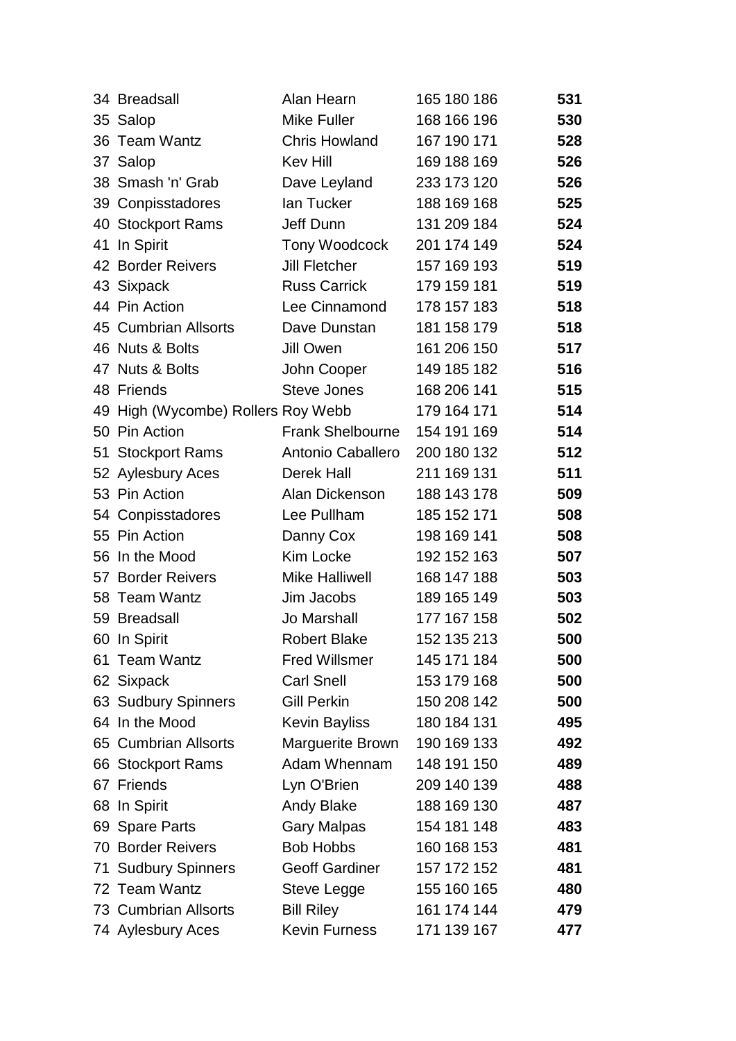| | | | | |
|---|---|---|---|---|
| 34 | Breadsall | Alan Hearn | 165 180 186 | **531** |
| 35 | Salop | Mike Fuller | 168 166 196 | **530** |
| 36 | Team Wantz | Chris Howland | 167 190 171 | **528** |
| 37 | Salop | Kev Hill | 169 188 169 | **526** |
| 38 | Smash 'n' Grab | Dave Leyland | 233 173 120 | **526** |
| 39 | Conpisstadores | Ian Tucker | 188 169 168 | **525** |
| 40 | Stockport Rams | Jeff Dunn | 131 209 184 | **524** |
| 41 | In Spirit | Tony Woodcock | 201 174 149 | **524** |
| 42 | Border Reivers | Jill Fletcher | 157 169 193 | **519** |
| 43 | Sixpack | Russ Carrick | 179 159 181 | **519** |
| 44 | Pin Action | Lee Cinnamond | 178 157 183 | **518** |
| 45 | Cumbrian Allsorts | Dave Dunstan | 181 158 179 | **518** |
| 46 | Nuts & Bolts | Jill Owen | 161 206 150 | **517** |
| 47 | Nuts & Bolts | John Cooper | 149 185 182 | **516** |
| 48 | Friends | Steve Jones | 168 206 141 | **515** |
| 49 | High (Wycombe) Rollers | Roy Webb | 179 164 171 | **514** |
| 50 | Pin Action | Frank Shelbourne | 154 191 169 | **514** |
| 51 | Stockport Rams | Antonio Caballero | 200 180 132 | **512** |
| 52 | Aylesbury Aces | Derek Hall | 211 169 131 | **511** |
| 53 | Pin Action | Alan Dickenson | 188 143 178 | **509** |
| 54 | Conpisstadores | Lee Pullham | 185 152 171 | **508** |
| 55 | Pin Action | Danny Cox | 198 169 141 | **508** |
| 56 | In the Mood | Kim Locke | 192 152 163 | **507** |
| 57 | Border Reivers | Mike Halliwell | 168 147 188 | **503** |
| 58 | Team Wantz | Jim Jacobs | 189 165 149 | **503** |
| 59 | Breadsall | Jo Marshall | 177 167 158 | **502** |
| 60 | In Spirit | Robert Blake | 152 135 213 | **500** |
| 61 | Team Wantz | Fred Willsmer | 145 171 184 | **500** |
| 62 | Sixpack | Carl Snell | 153 179 168 | **500** |
| 63 | Sudbury Spinners | Gill Perkin | 150 208 142 | **500** |
| 64 | In the Mood | Kevin Bayliss | 180 184 131 | **495** |
| 65 | Cumbrian Allsorts | Marguerite Brown | 190 169 133 | **492** |
| 66 | Stockport Rams | Adam Whennam | 148 191 150 | **489** |
| 67 | Friends | Lyn O'Brien | 209 140 139 | **488** |
| 68 | In Spirit | Andy Blake | 188 169 130 | **487** |
| 69 | Spare Parts | Gary Malpas | 154 181 148 | **483** |
| 70 | Border Reivers | Bob Hobbs | 160 168 153 | **481** |
| 71 | Sudbury Spinners | Geoff Gardiner | 157 172 152 | **481** |
| 72 | Team Wantz | Steve Legge | 155 160 165 | **480** |
| 73 | Cumbrian Allsorts | Bill Riley | 161 174 144 | **479** |
| 74 | Aylesbury Aces | Kevin Furness | 171 139 167 | **477** |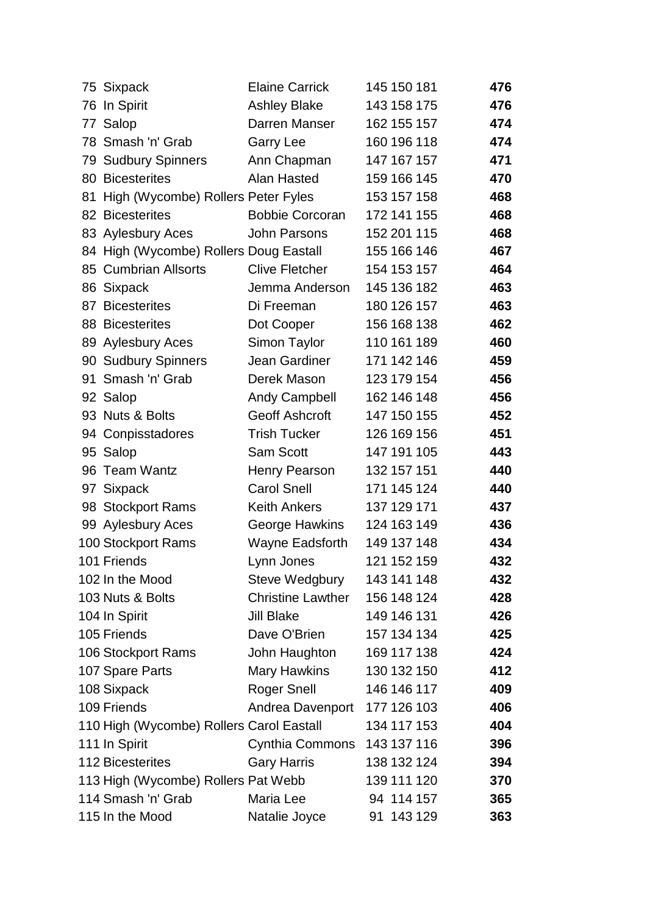| | | | | | | |
|---|---|---|---|---|---|---|
| 75 | Sixpack | Elaine Carrick | 145 | 150 | 181 | **476** |
| 76 | In Spirit | Ashley Blake | 143 | 158 | 175 | **476** |
| 77 | Salop | Darren Manser | 162 | 155 | 157 | **474** |
| 78 | Smash 'n' Grab | Garry Lee | 160 | 196 | 118 | **474** |
| 79 | Sudbury Spinners | Ann Chapman | 147 | 167 | 157 | **471** |
| 80 | Bicesterites | Alan Hasted | 159 | 166 | 145 | **470** |
| 81 | High (Wycombe) Rollers | Peter Fyles | 153 | 157 | 158 | **468** |
| 82 | Bicesterites | Bobbie Corcoran | 172 | 141 | 155 | **468** |
| 83 | Aylesbury Aces | John Parsons | 152 | 201 | 115 | **468** |
| 84 | High (Wycombe) Rollers | Doug Eastall | 155 | 166 | 146 | **467** |
| 85 | Cumbrian Allsorts | Clive Fletcher | 154 | 153 | 157 | **464** |
| 86 | Sixpack | Jemma Anderson | 145 | 136 | 182 | **463** |
| 87 | Bicesterites | Di Freeman | 180 | 126 | 157 | **463** |
| 88 | Bicesterites | Dot Cooper | 156 | 168 | 138 | **462** |
| 89 | Aylesbury Aces | Simon Taylor | 110 | 161 | 189 | **460** |
| 90 | Sudbury Spinners | Jean Gardiner | 171 | 142 | 146 | **459** |
| 91 | Smash 'n' Grab | Derek Mason | 123 | 179 | 154 | **456** |
| 92 | Salop | Andy Campbell | 162 | 146 | 148 | **456** |
| 93 | Nuts & Bolts | Geoff Ashcroft | 147 | 150 | 155 | **452** |
| 94 | Conpisstadores | Trish Tucker | 126 | 169 | 156 | **451** |
| 95 | Salop | Sam Scott | 147 | 191 | 105 | **443** |
| 96 | Team Wantz | Henry Pearson | 132 | 157 | 151 | **440** |
| 97 | Sixpack | Carol Snell | 171 | 145 | 124 | **440** |
| 98 | Stockport Rams | Keith Ankers | 137 | 129 | 171 | **437** |
| 99 | Aylesbury Aces | George Hawkins | 124 | 163 | 149 | **436** |
| 100 | Stockport Rams | Wayne Eadsforth | 149 | 137 | 148 | **434** |
| 101 | Friends | Lynn Jones | 121 | 152 | 159 | **432** |
| 102 | In the Mood | Steve Wedgbury | 143 | 141 | 148 | **432** |
| 103 | Nuts & Bolts | Christine Lawther | 156 | 148 | 124 | **428** |
| 104 | In Spirit | Jill Blake | 149 | 146 | 131 | **426** |
| 105 | Friends | Dave O'Brien | 157 | 134 | 134 | **425** |
| 106 | Stockport Rams | John Haughton | 169 | 117 | 138 | **424** |
| 107 | Spare Parts | Mary Hawkins | 130 | 132 | 150 | **412** |
| 108 | Sixpack | Roger Snell | 146 | 146 | 117 | **409** |
| 109 | Friends | Andrea Davenport | 177 | 126 | 103 | **406** |
| 110 | High (Wycombe) Rollers | Carol Eastall | 134 | 117 | 153 | **404** |
| 111 | In Spirit | Cynthia Commons | 143 | 137 | 116 | **396** |
| 112 | Bicesterites | Gary Harris | 138 | 132 | 124 | **394** |
| 113 | High (Wycombe) Rollers | Pat Webb | 139 | 111 | 120 | **370** |
| 114 | Smash 'n' Grab | Maria Lee | 94 | 114 | 157 | **365** |
| 115 | In the Mood | Natalie Joyce | 91 | 143 | 129 | **363** |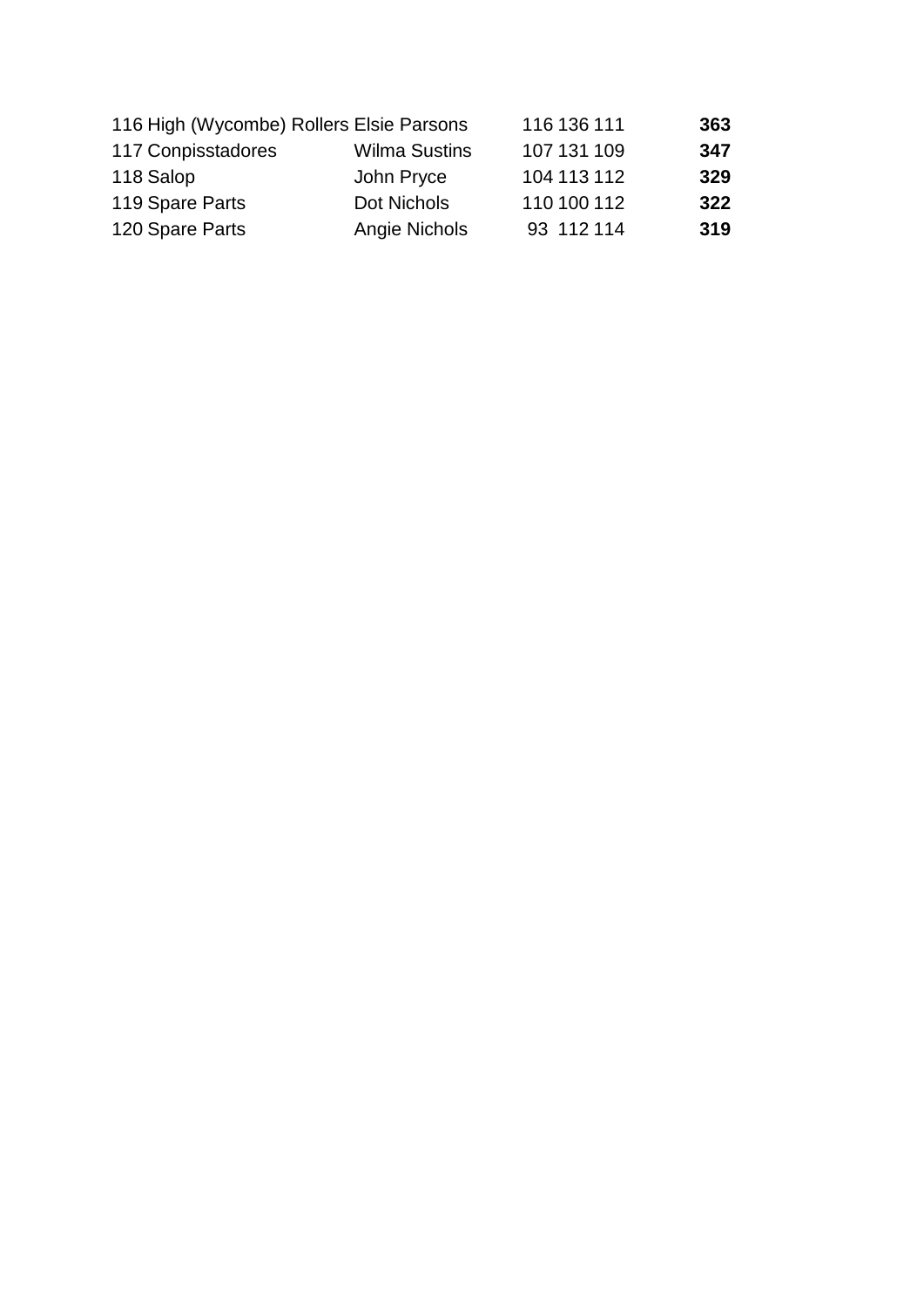| | | | | | | |
|---|---|---|---|---|---|---|
| 116 | High (Wycombe) Rollers | Elsie Parsons | 116 | 136 | 111 | **363** |
| 117 | Conpisstadores | Wilma Sustins | 107 | 131 | 109 | **347** |
| 118 | Salop | John Pryce | 104 | 113 | 112 | **329** |
| 119 | Spare Parts | Dot Nichols | 110 | 100 | 112 | **322** |
| 120 | Spare Parts | Angie Nichols | 93 | 112 | 114 | **319** |